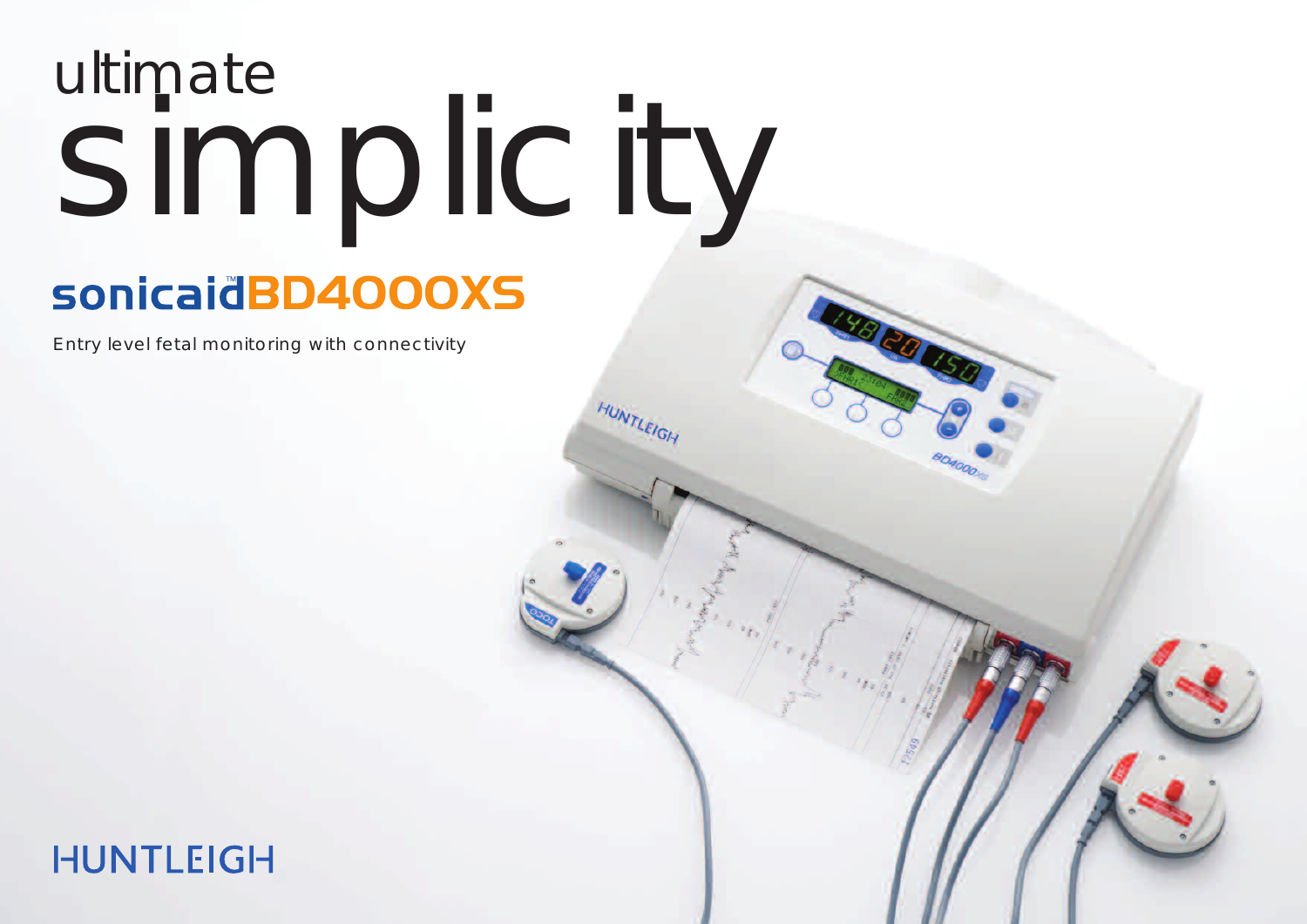# ultimate simplicity

## sonicaid™ BD4000XS

Entry level fetal monitoring with connectivity

HUNTLEIGH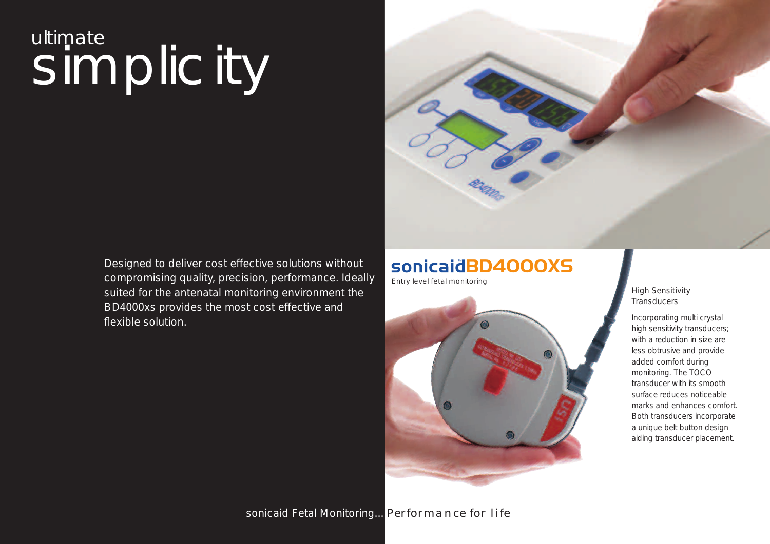# ultimate simplicity

Designed to deliver cost effective solutions without compromising quality, precision, performance. Ideally suited for the antenatal monitoring environment the BD4000xs provides the most cost effective and flexible solution.

## sonicaid™ BD4000XS

Entry level fetal monitoring

### High Sensitivity Transducers

Incorporating multi crystal high sensitivity transducers; with a reduction in size are less obtrusive and provide added comfort during monitoring. The TOCO transducer with its smooth surface reduces noticeable marks and enhances comfort. Both transducers incorporate a unique belt button design aiding transducer placement.

sonicaid Fetal Monitoring... Performance for life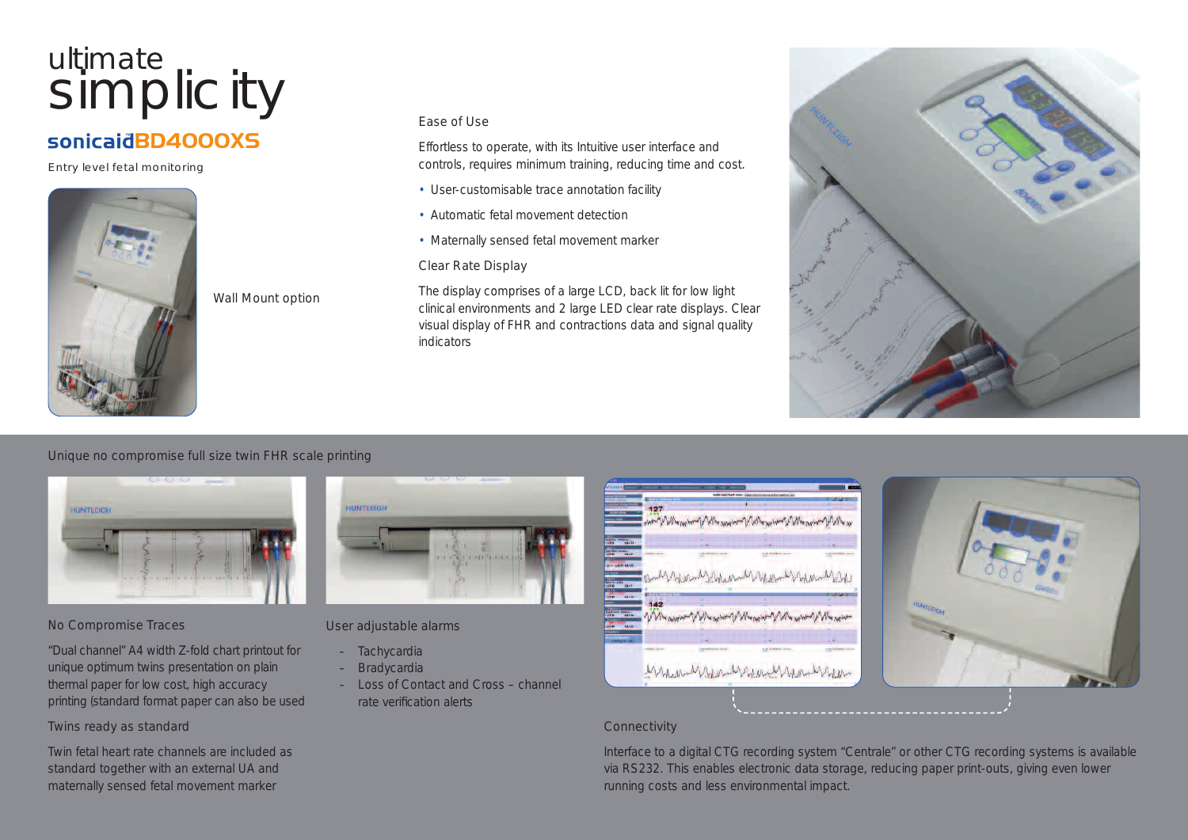# ultimate simplicity

## sonicaid BD4000XS

Entry level fetal monitoring

Wall Mount option

### Ease of Use

Effortless to operate, with its Intuitive user interface and controls, requires minimum training, reducing time and cost.

- User-customisable trace annotation facility
- Automatic fetal movement detection
- Maternally sensed fetal movement marker

### Clear Rate Display

The display comprises of a large LCD, back lit for low light clinical environments and 2 large LED clear rate displays. Clear visual display of FHR and contractions data and signal quality indicators

## Unique no compromise full size twin FHR scale printing

### No Compromise Traces

"Dual channel" A4 width Z-fold chart printout for unique optimum twins presentation on plain thermal paper for low cost, high accuracy printing (standard format paper can also be used

### Twins ready as standard

Twin fetal heart rate channels are included as standard together with an external UA and maternally sensed fetal movement marker

### User adjustable alarms

- Tachycardia
- Bradycardia
- Loss of Contact and Cross – channel rate verification alerts

### Connectivity

Interface to a digital CTG recording system "Centrale" or other CTG recording systems is available via RS232. This enables electronic data storage, reducing paper print-outs, giving even lower running costs and less environmental impact.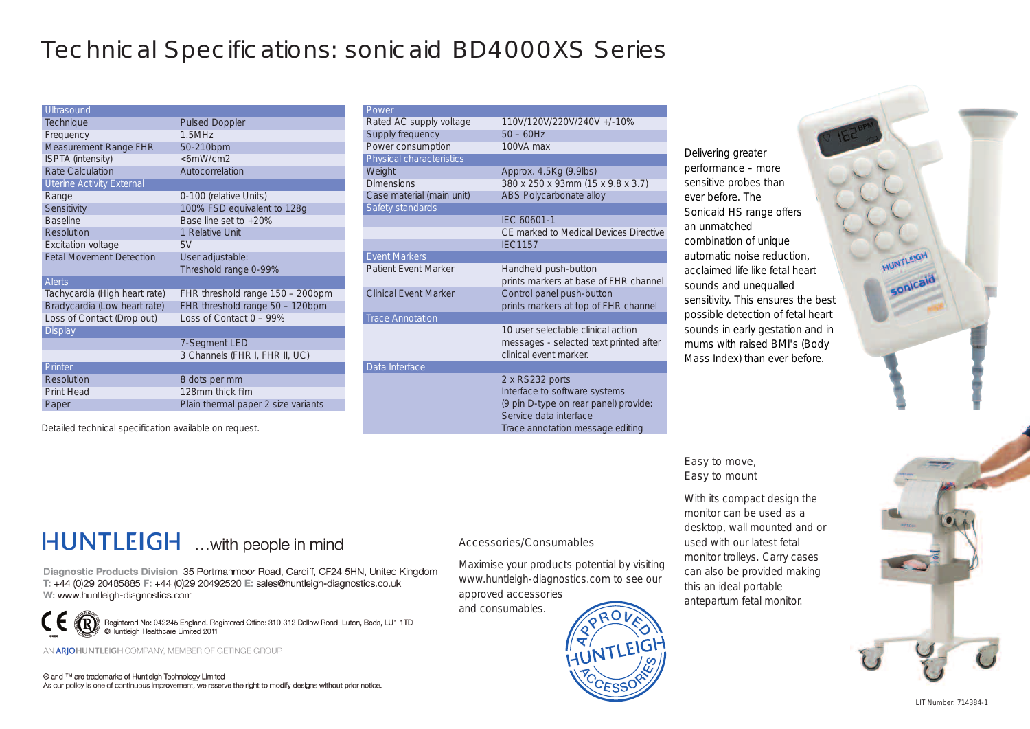# Technical Specifications: sonicaid BD4000XS Series

| | |
|---|---|
| **Ultrasound** | |
| Technique | Pulsed Doppler |
| Frequency | 1.5MHz |
| Measurement Range FHR | 50-210bpm |
| ISPTA (intensity) | <6mW/cm2 |
| Rate Calculation | Autocorrelation |
| **Uterine Activity External** | |
| Range | 0-100 (relative Units) |
| Sensitivity | 100% FSD equivalent to 128g |
| Baseline | Base line set to +20% |
| Resolution | 1 Relative Unit |
| Excitation voltage | 5V |
| Fetal Movement Detection | User adjustable: Threshold range 0-99% |
| **Alerts** | |
| Tachycardia (High heart rate) | FHR threshold range 150 – 200bpm |
| Bradycardia (Low heart rate) | FHR threshold range 50 – 120bpm |
| Loss of Contact (Drop out) | Loss of Contact 0 – 99% |
| **Display** | |
| | 7-Segment LED |
| | 3 Channels (FHR I, FHR II, UC) |
| **Printer** | |
| Resolution | 8 dots per mm |
| Print Head | 128mm thick film |
| Paper | Plain thermal paper 2 size variants |

Detailed technical specification available on request.

| | |
|---|---|
| **Power** | |
| Rated AC supply voltage | 110V/120V/220V/240V +/-10% |
| Supply frequency | 50 – 60Hz |
| Power consumption | 100VA max |
| **Physical characteristics** | |
| Weight | Approx. 4.5Kg (9.9lbs) |
| Dimensions | 380 x 250 x 93mm (15 x 9.8 x 3.7) |
| Case material (main unit) | ABS Polycarbonate alloy |
| **Safety standards** | |
| | IEC 60601-1 |
| | CE marked to Medical Devices Directive |
| | IEC1157 |
| **Event Markers** | |
| Patient Event Marker | Handheld push-button prints markers at base of FHR channel |
| Clinical Event Marker | Control panel push-button prints markers at top of FHR channel |
| **Trace Annotation** | |
| | 10 user selectable clinical action messages - selected text printed after clinical event marker. |
| **Data Interface** | |
| | 2 x RS232 ports Interface to software systems (9 pin D-type on rear panel) provide: Service data interface Trace annotation message editing |

Delivering greater performance – more sensitive probes than ever before. The Sonicaid HS range offers an unmatched combination of unique automatic noise reduction, acclaimed life like fetal heart sounds and unequalled sensitivity. This ensures the best possible detection of fetal heart sounds in early gestation and in mums with raised BMI's (Body Mass Index) than ever before.

## Easy to move, Easy to mount

With its compact design the monitor can be used as a desktop, wall mounted and or used with our latest fetal monitor trolleys. Carry cases can also be provided making this an ideal portable antepartum fetal monitor.

## Accessories/Consumables

Maximise your products potential by visiting www.huntleigh-diagnostics.com to see our approved accessories and consumables.

APPROVED HUNTLEIGH ACCESSORIES

**HUNTLEIGH** ...with people in mind

**Diagnostic Products Division** 35 Portmanmoor Road, Cardiff, CF24 5HN, United Kingdom
**T:** +44 (0)29 20485885 **F:** +44 (0)29 20492520 **E:** sales@huntleigh-diagnostics.co.uk
**W:** www.huntleigh-diagnostics.com

Registered No: 942245 England. Registered Office: 310-312 Dallow Road, Luton, Beds, LU1 1TD
©Huntleigh Healthcare Limited 2011

AN ARJOHUNTLEIGH COMPANY, MEMBER OF GETINGE GROUP

® and ™ are trademarks of Huntleigh Technology Limited
As our policy is one of continuous improvement, we reserve the right to modify designs without prior notice.

LIT Number: 714384-1